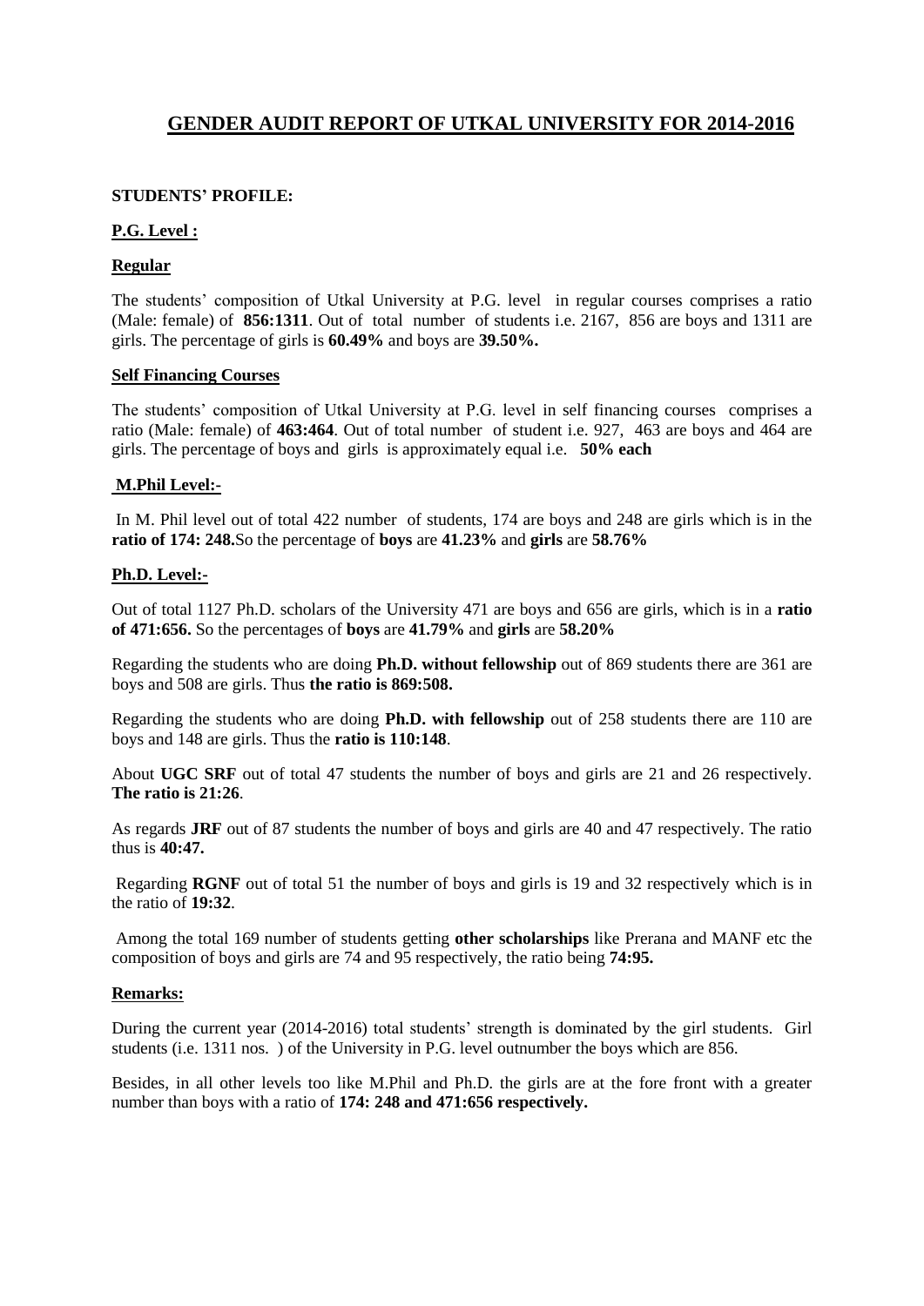# GENDER AUDIT REPORT OF UTKAL UNIVERSITY FOR 2014-2016

**STUDENTS' PROFILE:**

**P.G. Level :**

**Regular**

The students' composition of Utkal University at P.G. level in regular courses comprises a ratio (Male: female) of **856:1311**. Out of total number of students i.e. 2167, 856 are boys and 1311 are girls. The percentage of girls is **60.49%** and boys are **39.50%.**

**Self Financing Courses**

The students' composition of Utkal University at P.G. level in self financing courses comprises a ratio (Male: female) of **463:464**. Out of total number of student i.e. 927, 463 are boys and 464 are girls. The percentage of boys and girls is approximately equal i.e. **50% each**

**M.Phil Level:-**

In M. Phil level out of total 422 number of students, 174 are boys and 248 are girls which is in the **ratio of 174: 248.** So the percentage of **boys** are **41.23%** and **girls** are **58.76%**

**Ph.D. Level:-**

Out of total 1127 Ph.D. scholars of the University 471 are boys and 656 are girls, which is in a **ratio of 471:656.** So the percentages of **boys** are **41.79%** and **girls** are **58.20%**

Regarding the students who are doing **Ph.D. without fellowship** out of 869 students there are 361 are boys and 508 are girls. Thus **the ratio is 869:508.**

Regarding the students who are doing **Ph.D. with fellowship** out of 258 students there are 110 are boys and 148 are girls. Thus the **ratio is 110:148**.

About **UGC SRF** out of total 47 students the number of boys and girls are 21 and 26 respectively. **The ratio is 21:26**.

As regards **JRF** out of 87 students the number of boys and girls are 40 and 47 respectively. The ratio thus is **40:47.**

Regarding **RGNF** out of total 51 the number of boys and girls is 19 and 32 respectively which is in the ratio of **19:32**.

Among the total 169 number of students getting **other scholarships** like Prerana and MANF etc the composition of boys and girls are 74 and 95 respectively, the ratio being **74:95.**

**Remarks:**

During the current year (2014-2016) total students' strength is dominated by the girl students. Girl students (i.e. 1311 nos. ) of the University in P.G. level outnumber the boys which are 856.

Besides, in all other levels too like M.Phil and Ph.D. the girls are at the fore front with a greater number than boys with a ratio of **174: 248 and 471:656 respectively.**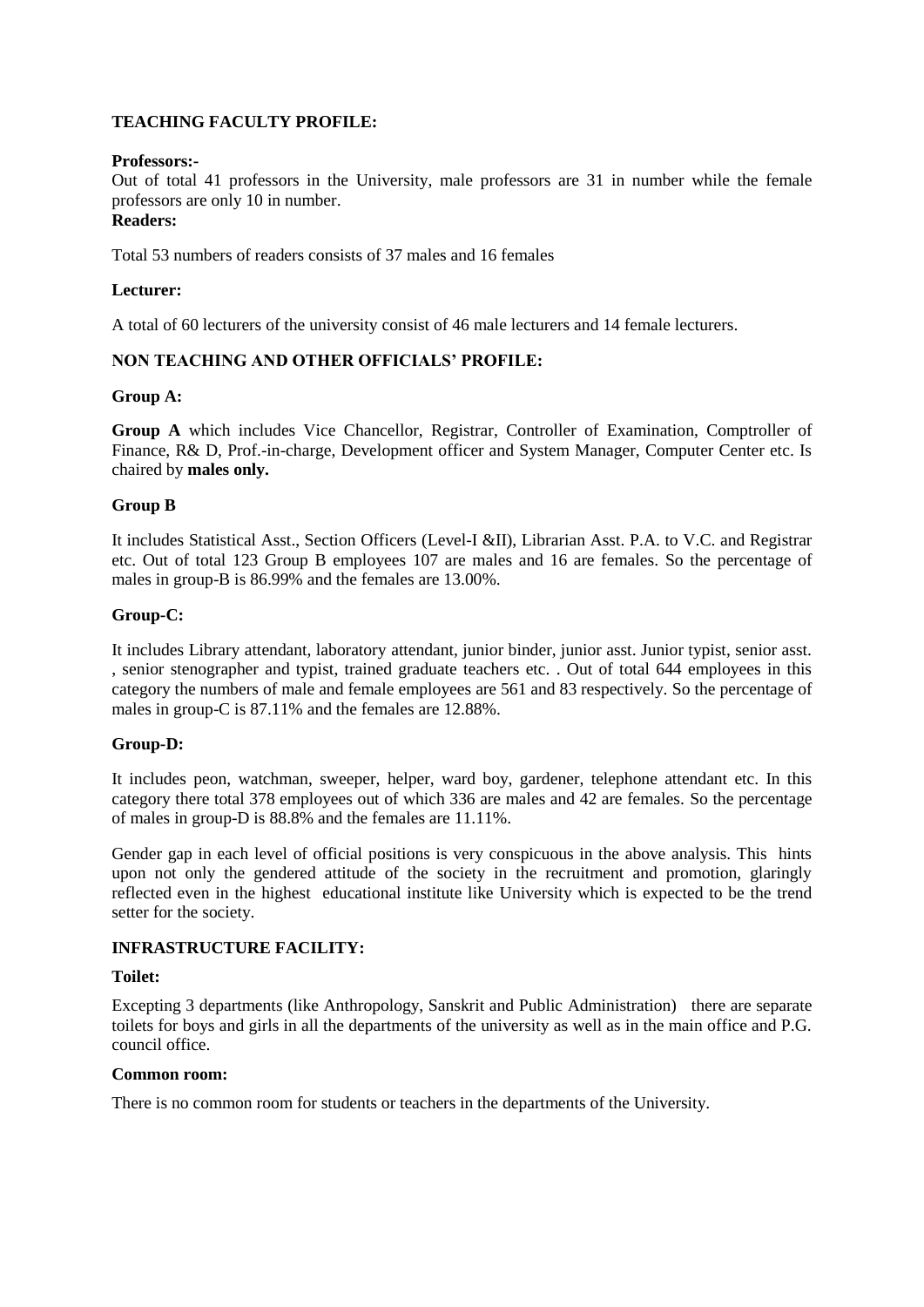**TEACHING FACULTY PROFILE:**

**Professors:-**

Out of total 41 professors in the University, male professors are 31 in number while the female professors are only 10 in number.

**Readers:**

Total 53 numbers of readers consists of 37 males and 16 females

**Lecturer:**

A total of 60 lecturers of the university consist of 46 male lecturers and 14 female lecturers.

**NON TEACHING AND OTHER OFFICIALS' PROFILE:**

**Group A:**

**Group A** which includes Vice Chancellor, Registrar, Controller of Examination, Comptroller of Finance, R& D, Prof.-in-charge, Development officer and System Manager, Computer Center etc. Is chaired by **males only.**

**Group B**

It includes Statistical Asst., Section Officers (Level-I &II), Librarian Asst. P.A. to V.C. and Registrar etc. Out of total 123 Group B employees 107 are males and 16 are females. So the percentage of males in group-B is 86.99% and the females are 13.00%.

**Group-C:**

It includes Library attendant, laboratory attendant, junior binder, junior asst. Junior typist, senior asst. , senior stenographer and typist, trained graduate teachers etc. . Out of total 644 employees in this category the numbers of male and female employees are 561 and 83 respectively. So the percentage of males in group-C is 87.11% and the females are 12.88%.

**Group-D:**

It includes peon, watchman, sweeper, helper, ward boy, gardener, telephone attendant etc. In this category there total 378 employees out of which 336 are males and 42 are females. So the percentage of males in group-D is 88.8% and the females are 11.11%.

Gender gap in each level of official positions is very conspicuous in the above analysis. This hints upon not only the gendered attitude of the society in the recruitment and promotion, glaringly reflected even in the highest educational institute like University which is expected to be the trend setter for the society.

**INFRASTRUCTURE FACILITY:**

**Toilet:**

Excepting 3 departments (like Anthropology, Sanskrit and Public Administration) there are separate toilets for boys and girls in all the departments of the university as well as in the main office and P.G. council office.

**Common room:**

There is no common room for students or teachers in the departments of the University.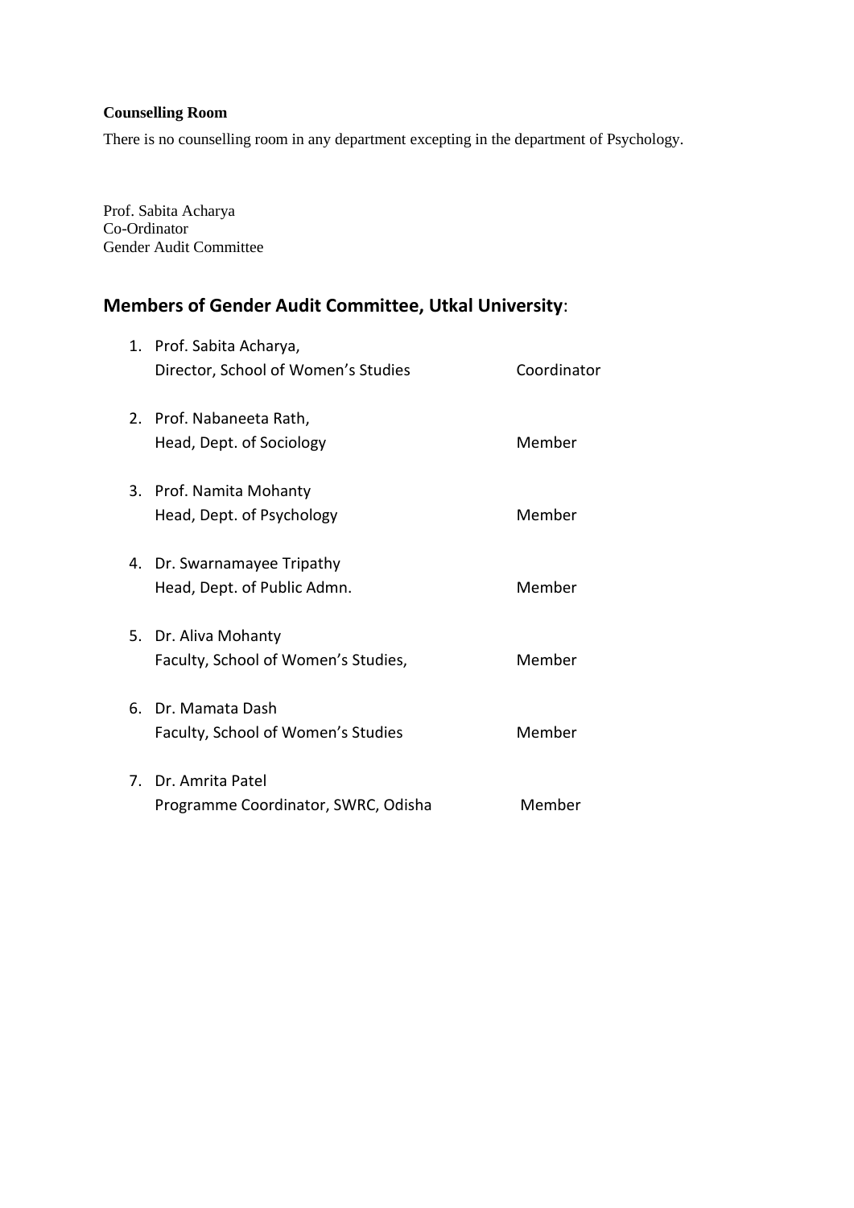**Counselling Room**

There is no counselling room in any department excepting in the department of Psychology.

Prof. Sabita Acharya
Co-Ordinator
Gender Audit Committee

## Members of Gender Audit Committee, Utkal University:

| | | |
|---|---|---|
| 1. | Prof. Sabita Acharya,<br>Director, School of Women's Studies | Coordinator |
| 2. | Prof. Nabaneeta Rath,<br>Head, Dept. of Sociology | Member |
| 3. | Prof. Namita Mohanty<br>Head, Dept. of Psychology | Member |
| 4. | Dr. Swarnamayee Tripathy<br>Head, Dept. of Public Admn. | Member |
| 5. | Dr. Aliva Mohanty<br>Faculty, School of Women's Studies, | Member |
| 6. | Dr. Mamata Dash<br>Faculty, School of Women's Studies | Member |
| 7. | Dr. Amrita Patel<br>Programme Coordinator, SWRC, Odisha | Member |